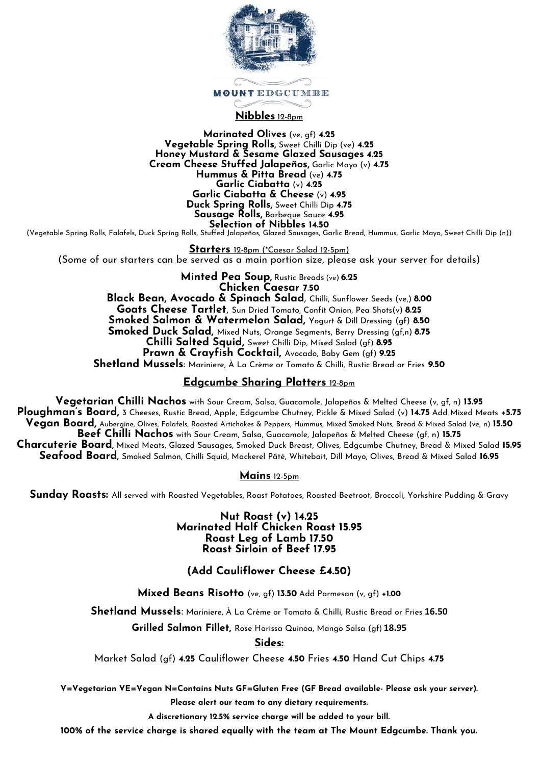# MOUNT EDGCUMBE

## Nibbles 12-8pm

**Marinated Olives** (ve, gf) **4.25**
**Vegetable Spring Rolls,** Sweet Chilli Dip (ve) **4.25**
**Honey Mustard & Sesame Glazed Sausages 4.25**
**Cream Cheese Stuffed Jalapeños,** Garlic Mayo (v) **4.75**
**Hummus & Pitta Bread** (ve) **4.75**
**Garlic Ciabatta** (v) **4.25**
**Garlic Ciabatta & Cheese** (v) **4.95**
**Duck Spring Rolls,** Sweet Chilli Dip **4.75**
**Sausage Rolls,** Barbeque Sauce **4.95**
**Selection of Nibbles 14.50**
(Vegetable Spring Rolls, Falafels, Duck Spring Rolls, Stuffed Jalapeños, Glazed Sausages, Garlic Bread, Hummus, Garlic Mayo, Sweet Chilli Dip (n))

## Starters 12-8pm (*Caesar Salad 12-5pm)

(Some of our starters can be served as a main portion size, please ask your server for details)

**Minted Pea Soup,** Rustic Breads (ve) **6.25**
**Chicken Caesar 7.50**
**Black Bean, Avocado & Spinach Salad**, Chilli, Sunflower Seeds (ve,) **8.00**
**Goats Cheese Tartlet**, Sun Dried Tomato, Confit Onion, Pea Shots(v) **8.25**
**Smoked Salmon & Watermelon Salad,** Yogurt & Dill Dressing (gf) **8.50**
**Smoked Duck Salad,** Mixed Nuts, Orange Segments, Berry Dressing (gf,n) **8.75**
**Chilli Salted Squid,** Sweet Chilli Dip, Mixed Salad (gf) **8.95**
**Prawn & Crayfish Cocktail,** Avocado, Baby Gem (gf) **9.25**
**Shetland Mussels**: Mariniere, À La Crème or Tomato & Chilli, Rustic Bread or Fries **9.50**

## Edgcumbe Sharing Platters 12-8pm

**Vegetarian Chilli Nachos** with Sour Cream, Salsa, Guacamole, Jalapeños & Melted Cheese (v, gf, n) **13.95**
**Ploughman's Board,** 3 Cheeses, Rustic Bread, Apple, Edgcumbe Chutney, Pickle & Mixed Salad (v) **14.75** Add Mixed Meats **+5.75**
**Vegan Board,** Aubergine, Olives, Falafels, Roasted Artichokes & Peppers, Hummus, Mixed Smoked Nuts, Bread & Mixed Salad (ve, n) **15.50**
**Beef Chilli Nachos** with Sour Cream, Salsa, Guacamole, Jalapeños & Melted Cheese (gf, n) **15.75**
**Charcuterie Board,** Mixed Meats, Glazed Sausages, Smoked Duck Breast, Olives, Edgcumbe Chutney, Bread & Mixed Salad **15.95**
**Seafood Board,** Smoked Salmon, Chilli Squid, Mackerel Pâté, Whitebait, Dill Mayo, Olives, Bread & Mixed Salad **16.95**

## Mains 12-5pm

**Sunday Roasts:** All served with Roasted Vegetables, Roast Potatoes, Roasted Beetroot, Broccoli, Yorkshire Pudding & Gravy

**Nut Roast (v) 14.25**
**Marinated Half Chicken Roast 15.95**
**Roast Leg of Lamb 17.50**
**Roast Sirloin of Beef 17.95**

**(Add Cauliflower Cheese £4.50)**

**Mixed Beans Risotto** (ve, gf) **13.50** Add Parmesan (v, gf) **+1.00**

**Shetland Mussels**: Mariniere, À La Crème or Tomato & Chilli, Rustic Bread or Fries **16.50**

**Grilled Salmon Fillet,** Rose Harissa Quinoa, Mango Salsa (gf) **18.95**

## Sides:

Market Salad (gf) **4.25** Cauliflower Cheese **4.50** Fries **4.50** Hand Cut Chips **4.75**

**V=Vegetarian VE=Vegan N=Contains Nuts GF=Gluten Free (GF Bread available- Please ask your server).**

**Please alert our team to any dietary requirements.**

**A discretionary 12.5% service charge will be added to your bill.**

**100% of the service charge is shared equally with the team at The Mount Edgcumbe. Thank you.**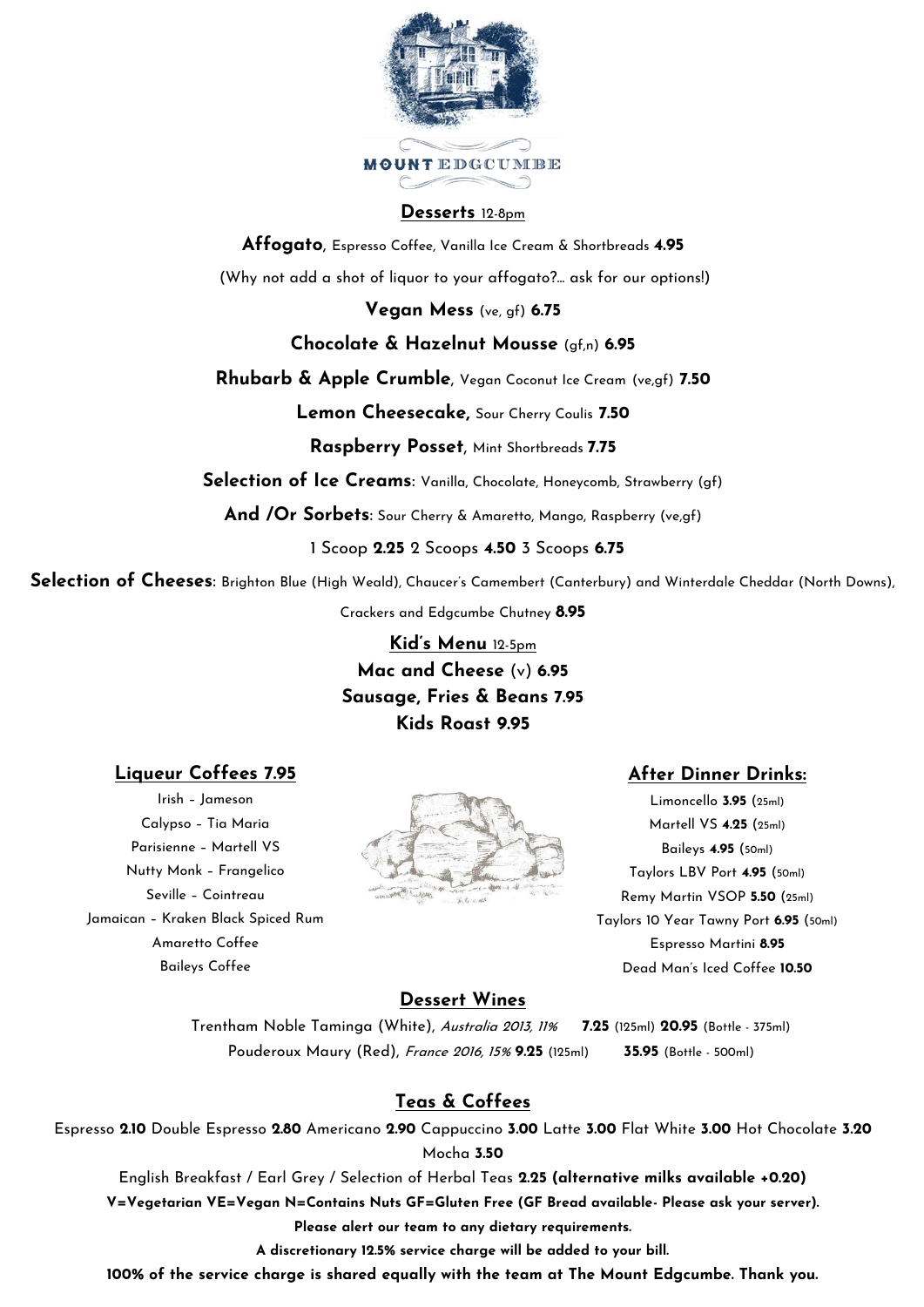MOUNT EDGCUMBE

## Desserts 12-8pm

**Affogato**, Espresso Coffee, Vanilla Ice Cream & Shortbreads **4.95**

(Why not add a shot of liquor to your affogato?... ask for our options!)

**Vegan Mess** (ve, gf) **6.75**

**Chocolate & Hazelnut Mousse** (gf,n) **6.95**

**Rhubarb & Apple Crumble**, Vegan Coconut Ice Cream (ve,gf) **7.50**

**Lemon Cheesecake,** Sour Cherry Coulis **7.50**

**Raspberry Posset**, Mint Shortbreads **7.75**

**Selection of Ice Creams**: Vanilla, Chocolate, Honeycomb, Strawberry (gf)

**And /Or Sorbets**: Sour Cherry & Amaretto, Mango, Raspberry (ve,gf)

1 Scoop **2.25** 2 Scoops **4.50** 3 Scoops **6.75**

**Selection of Cheeses**: Brighton Blue (High Weald), Chaucer's Camembert (Canterbury) and Winterdale Cheddar (North Downs), Crackers and Edgcumbe Chutney **8.95**

## Kid's Menu 12-5pm

**Mac and Cheese** (v) **6.95**

**Sausage, Fries & Beans 7.95**

**Kids Roast 9.95**

## Liqueur Coffees 7.95

Irish – Jameson

Calypso – Tia Maria

Parisienne – Martell VS

Nutty Monk – Frangelico

Seville – Cointreau

Jamaican – Kraken Black Spiced Rum

Amaretto Coffee

Baileys Coffee

## After Dinner Drinks:

Limoncello **3.95** (25ml)

Martell VS **4.25** (25ml)

Baileys **4.95** (50ml)

Taylors LBV Port **4.95** (50ml)

Remy Martin VSOP **5.50** (25ml)

Taylors 10 Year Tawny Port **6.95** (50ml)

Espresso Martini **8.95**

Dead Man's Iced Coffee **10.50**

## Dessert Wines

Trentham Noble Taminga (White), *Australia 2013, 11%* **7.25** (125ml) **20.95** (Bottle - 375ml)

Pouderoux Maury (Red), *France 2016, 15%* **9.25** (125ml) **35.95** (Bottle - 500ml)

## Teas & Coffees

Espresso **2.10** Double Espresso **2.80** Americano **2.90** Cappuccino **3.00** Latte **3.00** Flat White **3.00** Hot Chocolate **3.20** Mocha **3.50**

English Breakfast / Earl Grey / Selection of Herbal Teas **2.25** **(alternative milks available +0.20)**

**V=Vegetarian VE=Vegan N=Contains Nuts GF=Gluten Free (GF Bread available- Please ask your server).**

**Please alert our team to any dietary requirements.**

**A discretionary 12.5% service charge will be added to your bill.**

**100% of the service charge is shared equally with the team at The Mount Edgcumbe. Thank you.**